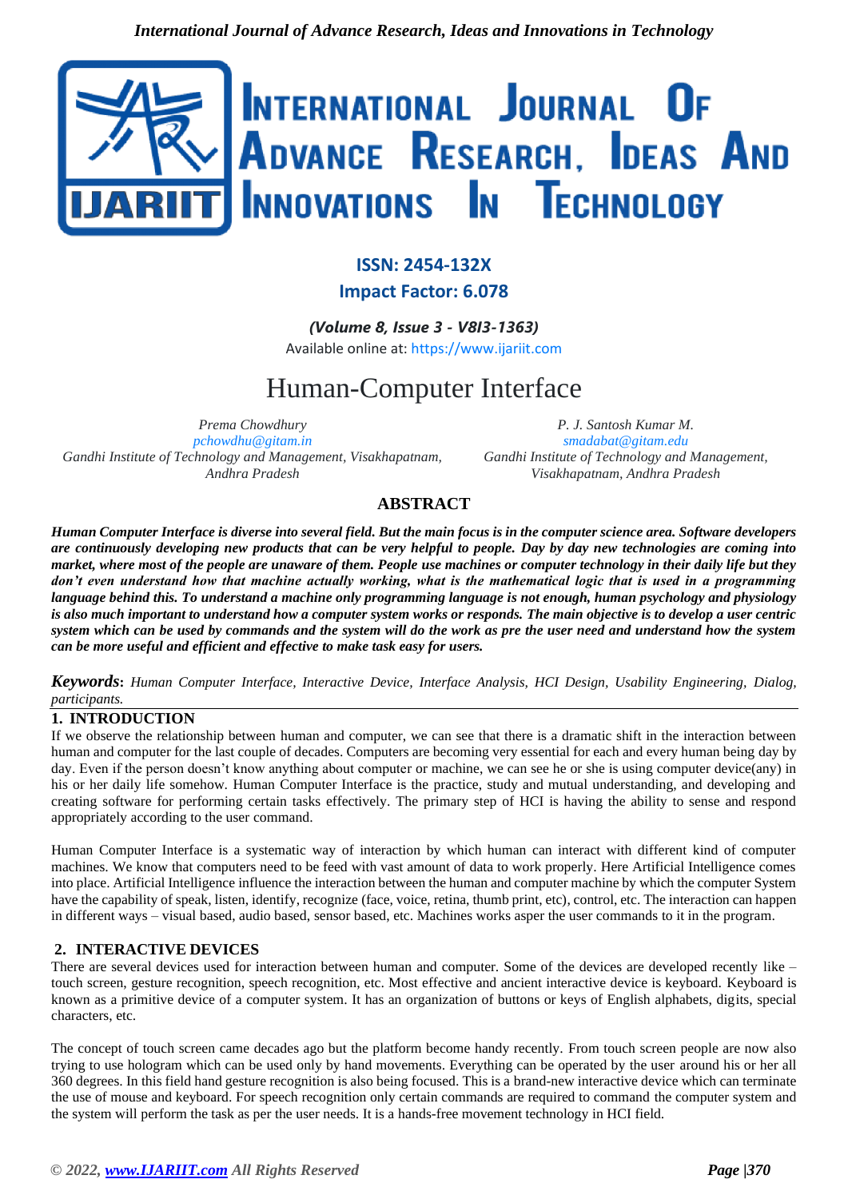ISSN: 2454-132X

Impact Factor: 6.078

*(Volume 8, Issue 3 - V8I3-1363)*

Available online at: https://www.ijariit.com

# Human-Computer Interface

*Prema Chowdhury*
pchowdhu@gitam.in
*Gandhi Institute of Technology and Management, Visakhapatnam, Andhra Pradesh*

*P. J. Santosh Kumar M.*
smadabat@gitam.edu
*Gandhi Institute of Technology and Management, Visakhapatnam, Andhra Pradesh*

## ABSTRACT

***Human Computer Interface is diverse into several field. But the main focus is in the computer science area. Software developers are continuously developing new products that can be very helpful to people. Day by day new technologies are coming into market, where most of the people are unaware of them. People use machines or computer technology in their daily life but they don't even understand how that machine actually working, what is the mathematical logic that is used in a programming language behind this. To understand a machine only programming language is not enough, human psychology and physiology is also much important to understand how a computer system works or responds. The main objective is to develop a user centric system which can be used by commands and the system will do the work as pre the user need and understand how the system can be more useful and efficient and effective to make task easy for users.***

***Keywords:*** *Human Computer Interface, Interactive Device, Interface Analysis, HCI Design, Usability Engineering, Dialog, participants.*

## 1. INTRODUCTION

If we observe the relationship between human and computer, we can see that there is a dramatic shift in the interaction between human and computer for the last couple of decades. Computers are becoming very essential for each and every human being day by day. Even if the person doesn't know anything about computer or machine, we can see he or she is using computer device(any) in his or her daily life somehow. Human Computer Interface is the practice, study and mutual understanding, and developing and creating software for performing certain tasks effectively. The primary step of HCI is having the ability to sense and respond appropriately according to the user command.

Human Computer Interface is a systematic way of interaction by which human can interact with different kind of computer machines. We know that computers need to be feed with vast amount of data to work properly. Here Artificial Intelligence comes into place. Artificial Intelligence influence the interaction between the human and computer machine by which the computer System have the capability of speak, listen, identify, recognize (face, voice, retina, thumb print, etc), control, etc. The interaction can happen in different ways – visual based, audio based, sensor based, etc. Machines works asper the user commands to it in the program.

## 2. INTERACTIVE DEVICES

There are several devices used for interaction between human and computer. Some of the devices are developed recently like – touch screen, gesture recognition, speech recognition, etc. Most effective and ancient interactive device is keyboard. Keyboard is known as a primitive device of a computer system. It has an organization of buttons or keys of English alphabets, digits, special characters, etc.

The concept of touch screen came decades ago but the platform become handy recently. From touch screen people are now also trying to use hologram which can be used only by hand movements. Everything can be operated by the user around his or her all 360 degrees. In this field hand gesture recognition is also being focused. This is a brand-new interactive device which can terminate the use of mouse and keyboard. For speech recognition only certain commands are required to command the computer system and the system will perform the task as per the user needs. It is a hands-free movement technology in HCI field.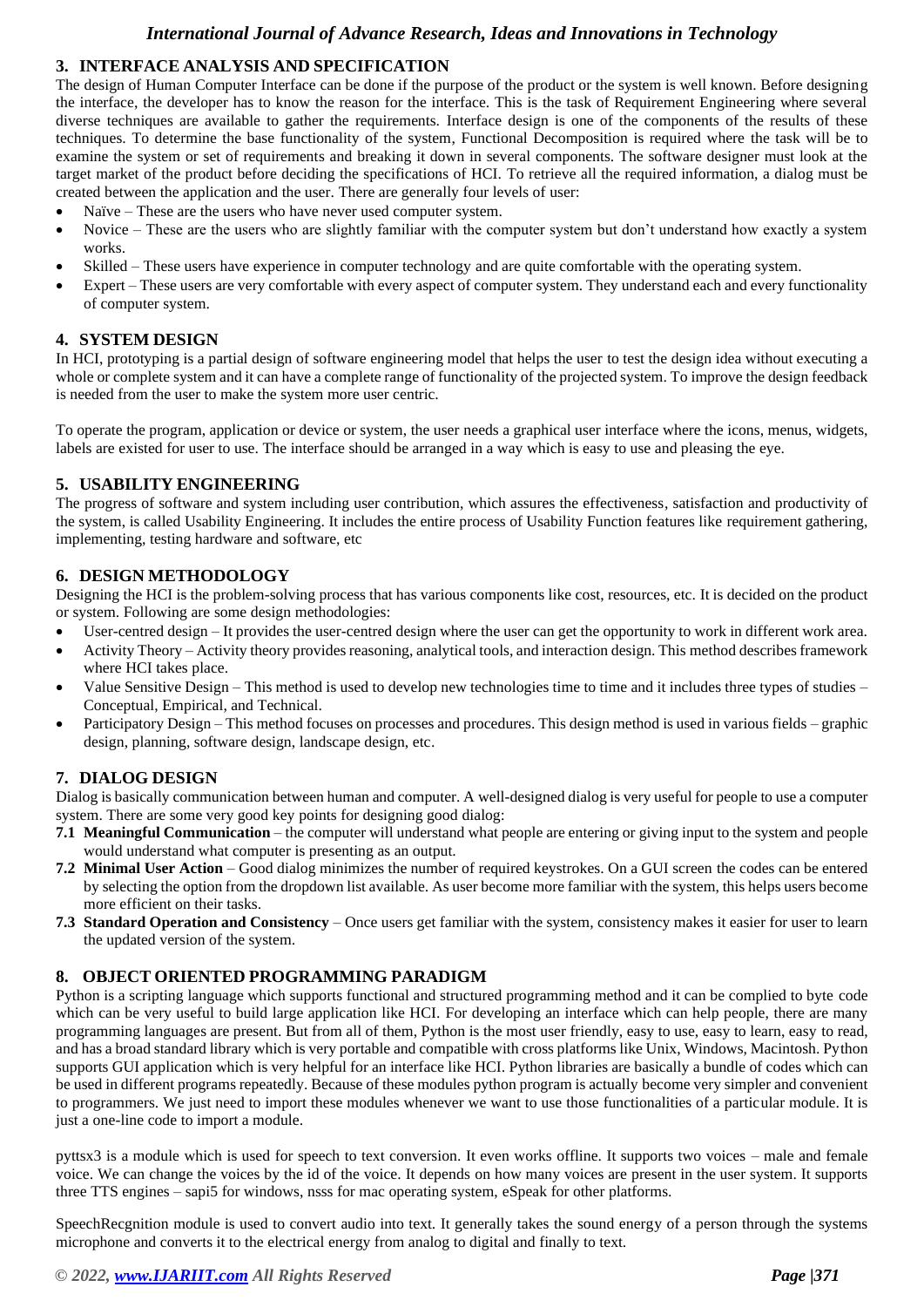## 3. INTERFACE ANALYSIS AND SPECIFICATION

The design of Human Computer Interface can be done if the purpose of the product or the system is well known. Before designing the interface, the developer has to know the reason for the interface. This is the task of Requirement Engineering where several diverse techniques are available to gather the requirements. Interface design is one of the components of the results of these techniques. To determine the base functionality of the system, Functional Decomposition is required where the task will be to examine the system or set of requirements and breaking it down in several components. The software designer must look at the target market of the product before deciding the specifications of HCI. To retrieve all the required information, a dialog must be created between the application and the user. There are generally four levels of user:

- Naïve – These are the users who have never used computer system.
- Novice – These are the users who are slightly familiar with the computer system but don't understand how exactly a system works.
- Skilled – These users have experience in computer technology and are quite comfortable with the operating system.
- Expert – These users are very comfortable with every aspect of computer system. They understand each and every functionality of computer system.

## 4. SYSTEM DESIGN

In HCI, prototyping is a partial design of software engineering model that helps the user to test the design idea without executing a whole or complete system and it can have a complete range of functionality of the projected system. To improve the design feedback is needed from the user to make the system more user centric.

To operate the program, application or device or system, the user needs a graphical user interface where the icons, menus, widgets, labels are existed for user to use. The interface should be arranged in a way which is easy to use and pleasing the eye.

## 5. USABILITY ENGINEERING

The progress of software and system including user contribution, which assures the effectiveness, satisfaction and productivity of the system, is called Usability Engineering. It includes the entire process of Usability Function features like requirement gathering, implementing, testing hardware and software, etc

## 6. DESIGN METHODOLOGY

Designing the HCI is the problem-solving process that has various components like cost, resources, etc. It is decided on the product or system. Following are some design methodologies:

- User-centred design – It provides the user-centred design where the user can get the opportunity to work in different work area.
- Activity Theory – Activity theory provides reasoning, analytical tools, and interaction design. This method describes framework where HCI takes place.
- Value Sensitive Design – This method is used to develop new technologies time to time and it includes three types of studies – Conceptual, Empirical, and Technical.
- Participatory Design – This method focuses on processes and procedures. This design method is used in various fields – graphic design, planning, software design, landscape design, etc.

## 7. DIALOG DESIGN

Dialog is basically communication between human and computer. A well-designed dialog is very useful for people to use a computer system. There are some very good key points for designing good dialog:

**7.1 Meaningful Communication** – the computer will understand what people are entering or giving input to the system and people would understand what computer is presenting as an output.

**7.2 Minimal User Action** – Good dialog minimizes the number of required keystrokes. On a GUI screen the codes can be entered by selecting the option from the dropdown list available. As user become more familiar with the system, this helps users become more efficient on their tasks.

**7.3 Standard Operation and Consistency** – Once users get familiar with the system, consistency makes it easier for user to learn the updated version of the system.

## 8. OBJECT ORIENTED PROGRAMMING PARADIGM

Python is a scripting language which supports functional and structured programming method and it can be complied to byte code which can be very useful to build large application like HCI. For developing an interface which can help people, there are many programming languages are present. But from all of them, Python is the most user friendly, easy to use, easy to learn, easy to read, and has a broad standard library which is very portable and compatible with cross platforms like Unix, Windows, Macintosh. Python supports GUI application which is very helpful for an interface like HCI. Python libraries are basically a bundle of codes which can be used in different programs repeatedly. Because of these modules python program is actually become very simpler and convenient to programmers. We just need to import these modules whenever we want to use those functionalities of a particular module. It is just a one-line code to import a module.

pyttsx3 is a module which is used for speech to text conversion. It even works offline. It supports two voices – male and female voice. We can change the voices by the id of the voice. It depends on how many voices are present in the user system. It supports three TTS engines – sapi5 for windows, nsss for mac operating system, eSpeak for other platforms.

SpeechRecgnition module is used to convert audio into text. It generally takes the sound energy of a person through the systems microphone and converts it to the electrical energy from analog to digital and finally to text.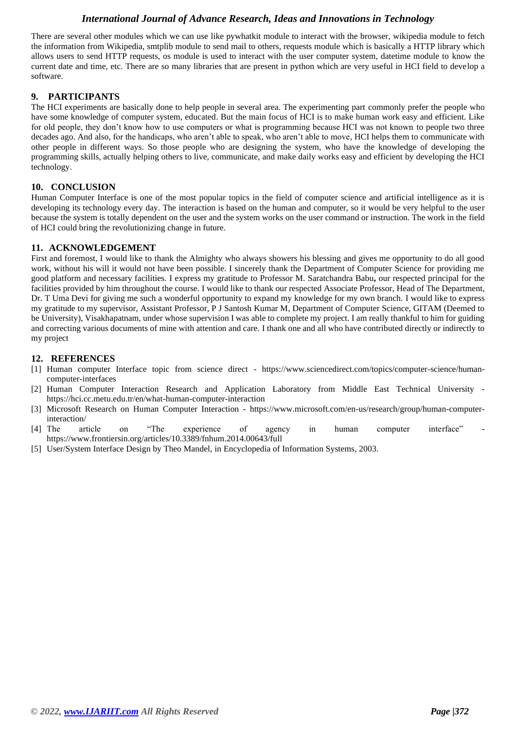There are several other modules which we can use like pywhatkit module to interact with the browser, wikipedia module to fetch the information from Wikipedia, smtplib module to send mail to others, requests module which is basically a HTTP library which allows users to send HTTP requests, os module is used to interact with the user computer system, datetime module to know the current date and time, etc. There are so many libraries that are present in python which are very useful in HCI field to develop a software.

## 9. PARTICIPANTS

The HCI experiments are basically done to help people in several area. The experimenting part commonly prefer the people who have some knowledge of computer system, educated. But the main focus of HCI is to make human work easy and efficient. Like for old people, they don't know how to use computers or what is programming because HCI was not known to people two three decades ago. And also, for the handicaps, who aren't able to speak, who aren't able to move, HCI helps them to communicate with other people in different ways. So those people who are designing the system, who have the knowledge of developing the programming skills, actually helping others to live, communicate, and make daily works easy and efficient by developing the HCI technology.

## 10. CONCLUSION

Human Computer Interface is one of the most popular topics in the field of computer science and artificial intelligence as it is developing its technology every day. The interaction is based on the human and computer, so it would be very helpful to the user because the system is totally dependent on the user and the system works on the user command or instruction. The work in the field of HCI could bring the revolutionizing change in future.

## 11. ACKNOWLEDGEMENT

First and foremost, I would like to thank the Almighty who always showers his blessing and gives me opportunity to do all good work, without his will it would not have been possible. I sincerely thank the Department of Computer Science for providing me good platform and necessary facilities. I express my gratitude to Professor M. Saratchandra Babu**,** our respected principal for the facilities provided by him throughout the course. I would like to thank our respected Associate Professor, Head of The Department, Dr. T Uma Devi for giving me such a wonderful opportunity to expand my knowledge for my own branch. I would like to express my gratitude to my supervisor, Assistant Professor, P J Santosh Kumar M, Department of Computer Science, GITAM (Deemed to be University), Visakhapatnam, under whose supervision I was able to complete my project. I am really thankful to him for guiding and correcting various documents of mine with attention and care. I thank one and all who have contributed directly or indirectly to my project

## 12. REFERENCES

[1] Human computer Interface topic from science direct - https://www.sciencedirect.com/topics/computer-science/human-computer-interfaces

[2] Human Computer Interaction Research and Application Laboratory from Middle East Technical University - https://hci.cc.metu.edu.tr/en/what-human-computer-interaction

[3] Microsoft Research on Human Computer Interaction - https://www.microsoft.com/en-us/research/group/human-computer-interaction/

[4] The article on "The experience of agency in human computer interface" - https://www.frontiersin.org/articles/10.3389/fnhum.2014.00643/full

[5] User/System Interface Design by Theo Mandel, in Encyclopedia of Information Systems, 2003.